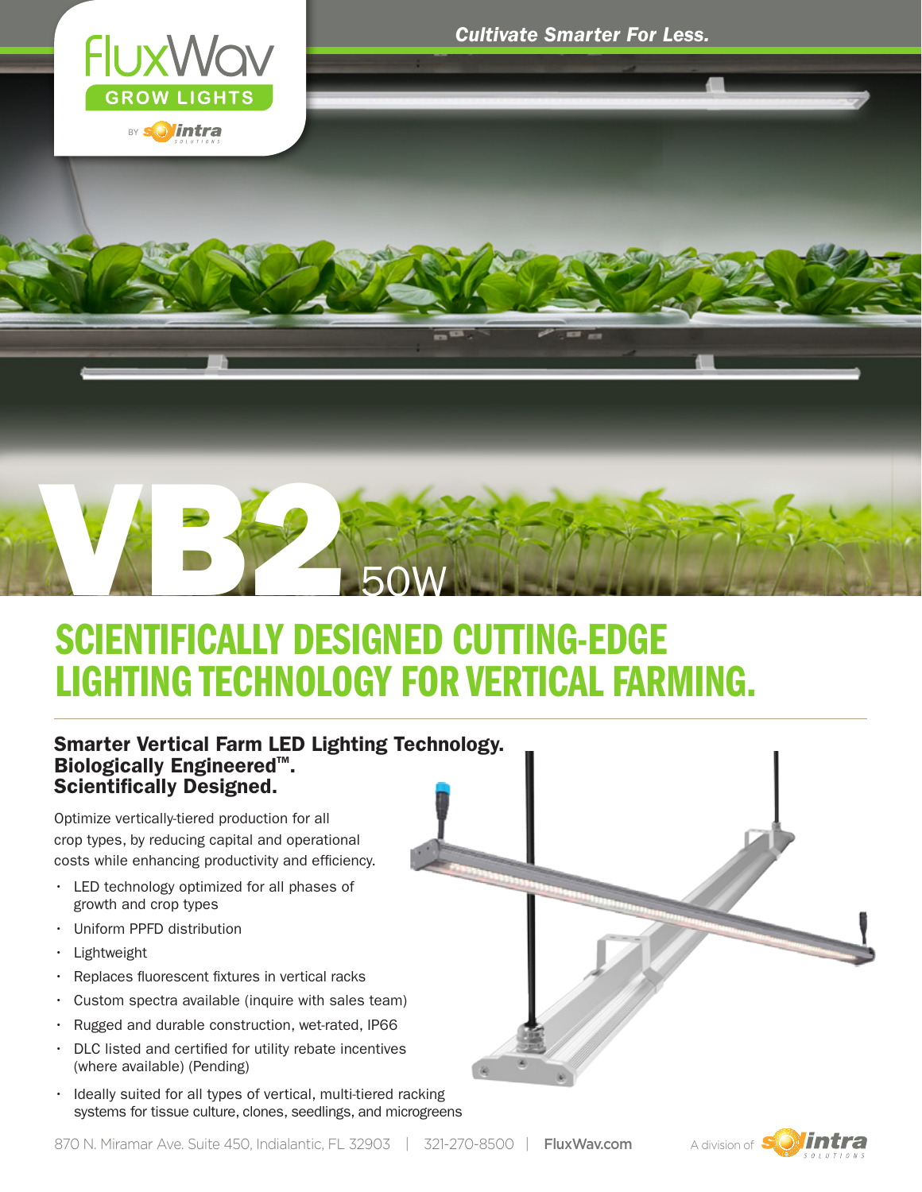FluxWav GROW LIGHTS BY Solintra Solutions

*Cultivate Smarter For Less.*

# VB2 50W

## SCIENTIFICALLY DESIGNED CUTTING-EDGE LIGHTING TECHNOLOGY FOR VERTICAL FARMING.

### Smarter Vertical Farm LED Lighting Technology. Biologically Engineered™. Scientifically Designed.

Optimize vertically-tiered production for all crop types, by reducing capital and operational costs while enhancing productivity and efficiency.

- LED technology optimized for all phases of growth and crop types
- Uniform PPFD distribution
- Lightweight
- Replaces fluorescent fixtures in vertical racks
- Custom spectra available (inquire with sales team)
- Rugged and durable construction, wet-rated, IP66
- DLC listed and certified for utility rebate incentives (where available) (Pending)
- Ideally suited for all types of vertical, multi-tiered racking systems for tissue culture, clones, seedlings, and microgreens

870 N. Miramar Ave. Suite 450, Indialantic, FL 32903 | 321-270-8500 | FluxWav.com

A division of Solintra Solutions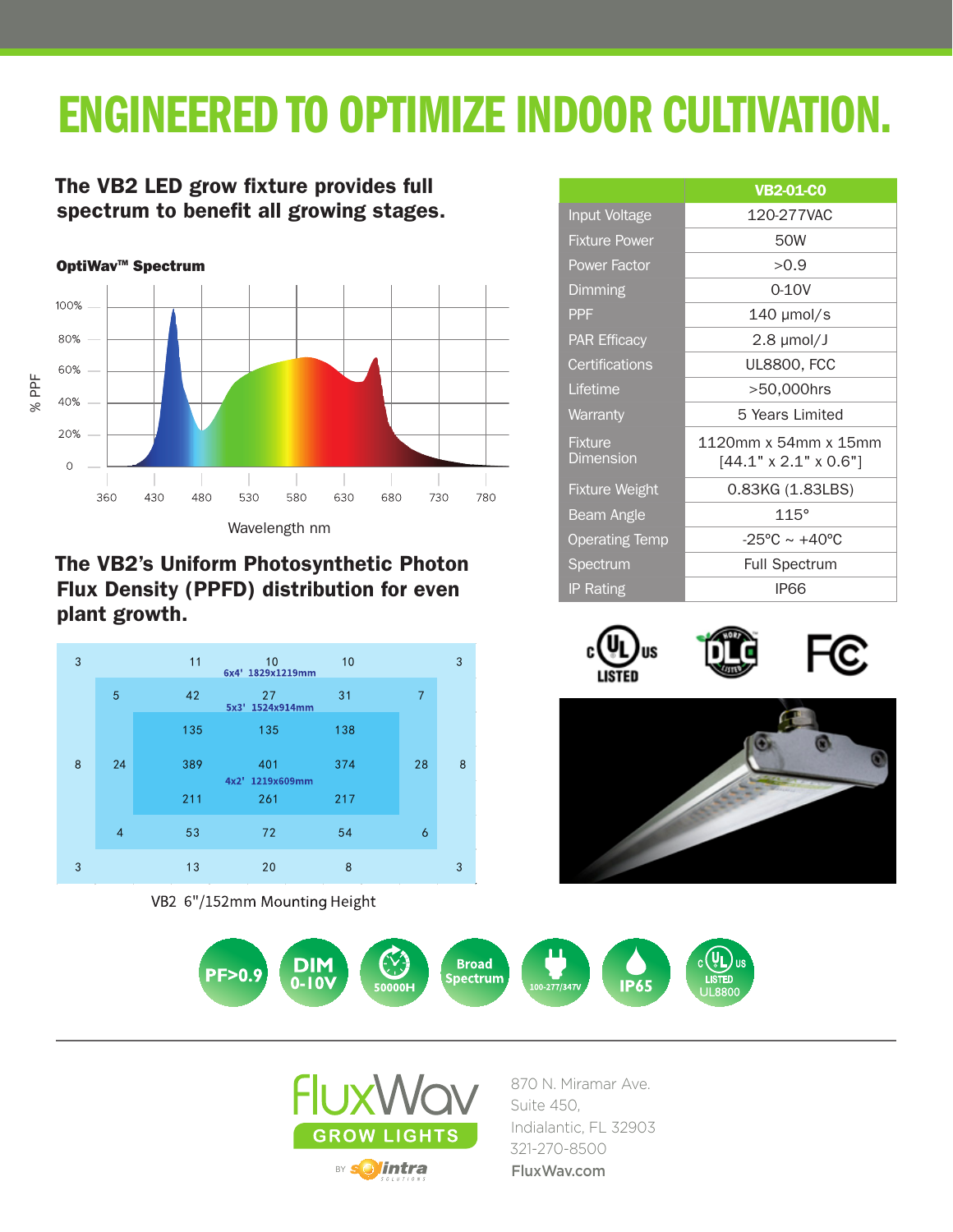# ENGINEERED TO OPTIMIZE INDOOR CULTIVATION.

## The VB2 LED grow fixture provides full spectrum to benefit all growing stages.

**OptiWav™ Spectrum**

% PPF

100%
80%
60%
40%
20%
0

360 430 480 530 580 630 680 730 780

Wavelength nm

| | VB2-01-C0 |
|---|---|
| Input Voltage | 120-277VAC |
| Fixture Power | 50W |
| Power Factor | >0.9 |
| Dimming | 0-10V |
| PPF | 140 μmol/s |
| PAR Efficacy | 2.8 μmol/J |
| Certifications | UL8800, FCC |
| Lifetime | >50,000hrs |
| Warranty | 5 Years Limited |
| Fixture Dimension | 1120mm x 54mm x 15mm [44.1" x 2.1" x 0.6"] |
| Fixture Weight | 0.83KG (1.83LBS) |
| Beam Angle | 115° |
| Operating Temp | -25°C ~ +40°C |
| Spectrum | Full Spectrum |
| IP Rating | IP66 |

## The VB2's Uniform Photosynthetic Photon Flux Density (PPFD) distribution for even plant growth.

6x4' 1829x1219mm
5x3' 1524x914mm
4x2' 1219x609mm

3 11 10 10 3
5 42 27 31 7
135 135 138
8 24 389 401 374 28 8
211 261 217
4 53 72 54 6
3 13 20 8 3

VB2 6"/152mm Mounting Height

PF>0.9 | DIM 0-10V | 50000H | Broad Spectrum | 100-277/347V | IP65 | c UL us LISTED UL8800

FluxWav GROW LIGHTS BY Solintra SOLUTIONS

870 N. Miramar Ave.
Suite 450,
Indialantic, FL 32903
321-270-8500
FluxWav.com